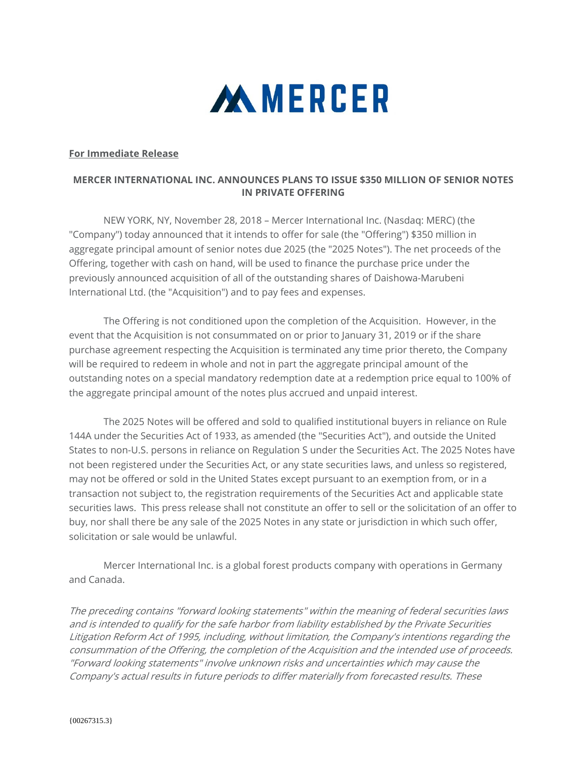MERCER

**For Immediate Release**

**MERCER INTERNATIONAL INC. ANNOUNCES PLANS TO ISSUE $350 MILLION OF SENIOR NOTES IN PRIVATE OFFERING**

NEW YORK, NY, November 28, 2018 – Mercer International Inc. (Nasdaq: MERC) (the "Company") today announced that it intends to offer for sale (the "Offering") $350 million in aggregate principal amount of senior notes due 2025 (the "2025 Notes"). The net proceeds of the Offering, together with cash on hand, will be used to finance the purchase price under the previously announced acquisition of all of the outstanding shares of Daishowa-Marubeni International Ltd. (the "Acquisition") and to pay fees and expenses.

The Offering is not conditioned upon the completion of the Acquisition. However, in the event that the Acquisition is not consummated on or prior to January 31, 2019 or if the share purchase agreement respecting the Acquisition is terminated any time prior thereto, the Company will be required to redeem in whole and not in part the aggregate principal amount of the outstanding notes on a special mandatory redemption date at a redemption price equal to 100% of the aggregate principal amount of the notes plus accrued and unpaid interest.

The 2025 Notes will be offered and sold to qualified institutional buyers in reliance on Rule 144A under the Securities Act of 1933, as amended (the "Securities Act"), and outside the United States to non-U.S. persons in reliance on Regulation S under the Securities Act. The 2025 Notes have not been registered under the Securities Act, or any state securities laws, and unless so registered, may not be offered or sold in the United States except pursuant to an exemption from, or in a transaction not subject to, the registration requirements of the Securities Act and applicable state securities laws. This press release shall not constitute an offer to sell or the solicitation of an offer to buy, nor shall there be any sale of the 2025 Notes in any state or jurisdiction in which such offer, solicitation or sale would be unlawful.

Mercer International Inc. is a global forest products company with operations in Germany and Canada.

*The preceding contains "forward looking statements" within the meaning of federal securities laws and is intended to qualify for the safe harbor from liability established by the Private Securities Litigation Reform Act of 1995, including, without limitation, the Company's intentions regarding the consummation of the Offering, the completion of the Acquisition and the intended use of proceeds. "Forward looking statements" involve unknown risks and uncertainties which may cause the Company's actual results in future periods to differ materially from forecasted results. These*

{00267315.3}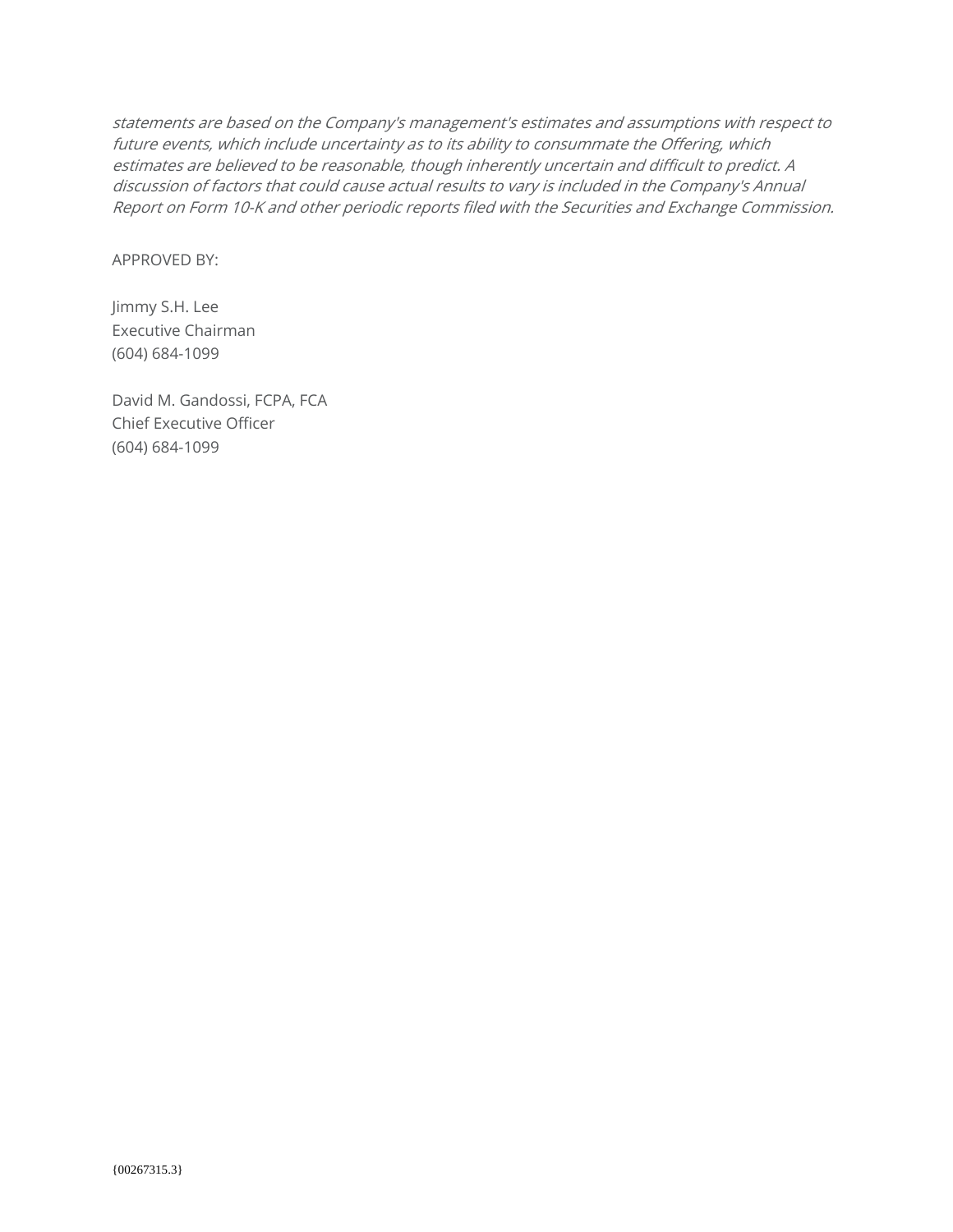*statements are based on the Company's management's estimates and assumptions with respect to future events, which include uncertainty as to its ability to consummate the Offering, which estimates are believed to be reasonable, though inherently uncertain and difficult to predict. A discussion of factors that could cause actual results to vary is included in the Company's Annual Report on Form 10-K and other periodic reports filed with the Securities and Exchange Commission.*

APPROVED BY:

Jimmy S.H. Lee
Executive Chairman
(604) 684-1099

David M. Gandossi, FCPA, FCA
Chief Executive Officer
(604) 684-1099

{00267315.3}